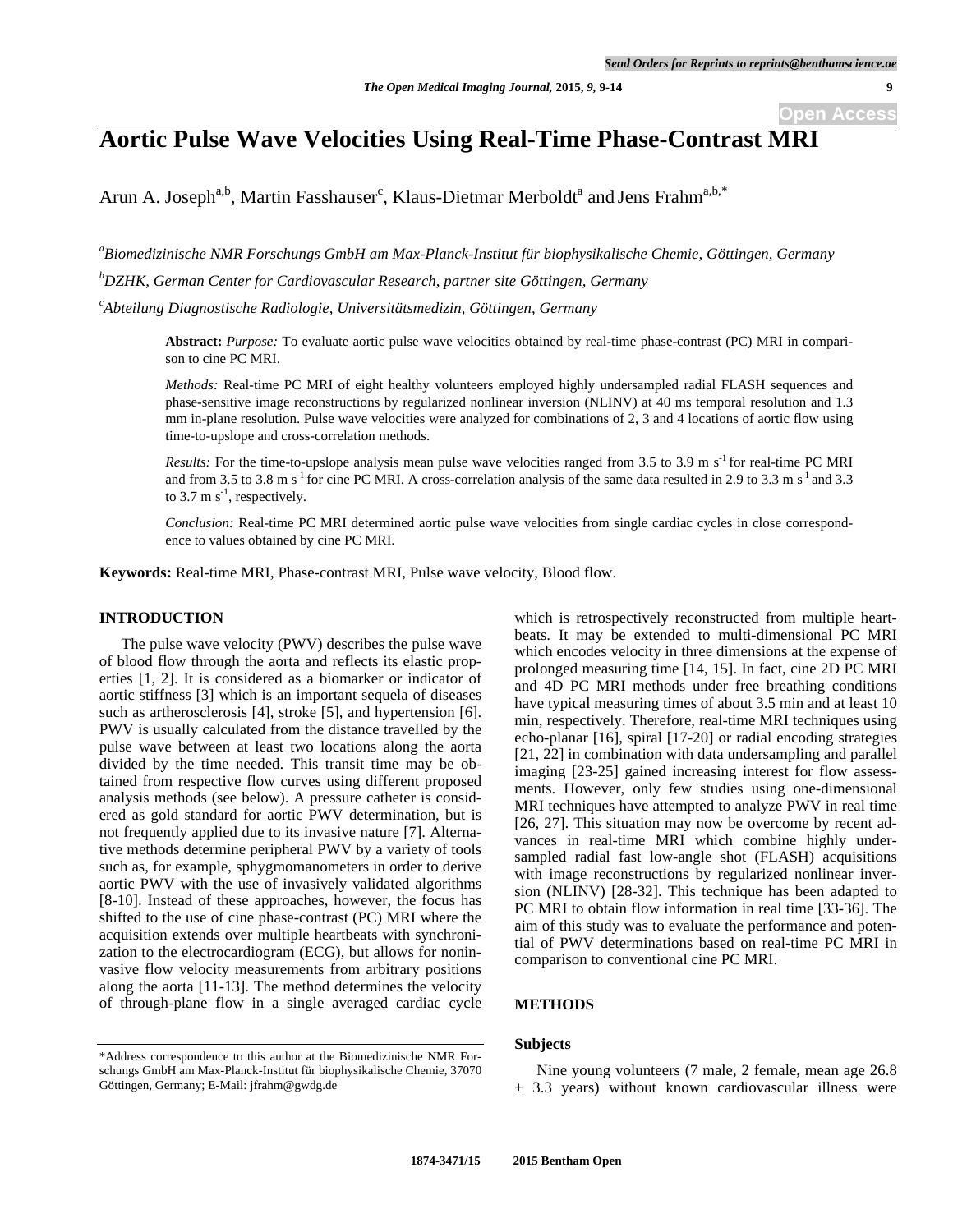# Aortic Pulse Wave Velocities Using Real-Time Phase-Contrast MRI

Arun A. Joseph[a,b], Martin Fasshauer[c], Klaus-Dietmar Merboldt[a] and Jens Frahm[a,b,*]

[a]*Biomedizinische NMR Forschungs GmbH am Max-Planck-Institut für biophysikalische Chemie, Göttingen, Germany*

[b]*DZHK, German Center for Cardiovascular Research, partner site Göttingen, Germany*

[c]*Abteilung Diagnostische Radiologie, Universitätsmedizin, Göttingen, Germany*

**Abstract:** *Purpose:* To evaluate aortic pulse wave velocities obtained by real-time phase-contrast (PC) MRI in comparison to cine PC MRI.

*Methods:* Real-time PC MRI of eight healthy volunteers employed highly undersampled radial FLASH sequences and phase-sensitive image reconstructions by regularized nonlinear inversion (NLINV) at 40 ms temporal resolution and 1.3 mm in-plane resolution. Pulse wave velocities were analyzed for combinations of 2, 3 and 4 locations of aortic flow using time-to-upslope and cross-correlation methods.

*Results:* For the time-to-upslope analysis mean pulse wave velocities ranged from 3.5 to 3.9 m $s^{-1}$ for real-time PC MRI and from 3.5 to 3.8 m $s^{-1}$ for cine PC MRI. A cross-correlation analysis of the same data resulted in 2.9 to 3.3 m $s^{-1}$ and 3.3 to 3.7 m $s^{-1}$, respectively.

*Conclusion:* Real-time PC MRI determined aortic pulse wave velocities from single cardiac cycles in close correspondence to values obtained by cine PC MRI.

**Keywords:** Real-time MRI, Phase-contrast MRI, Pulse wave velocity, Blood flow.

## INTRODUCTION

The pulse wave velocity (PWV) describes the pulse wave of blood flow through the aorta and reflects its elastic properties [1, 2]. It is considered as a biomarker or indicator of aortic stiffness [3] which is an important sequela of diseases such as artherosclerosis [4], stroke [5], and hypertension [6]. PWV is usually calculated from the distance travelled by the pulse wave between at least two locations along the aorta divided by the time needed. This transit time may be obtained from respective flow curves using different proposed analysis methods (see below). A pressure catheter is considered as gold standard for aortic PWV determination, but is not frequently applied due to its invasive nature [7]. Alternative methods determine peripheral PWV by a variety of tools such as, for example, sphygmomanometers in order to derive aortic PWV with the use of invasively validated algorithms [8-10]. Instead of these approaches, however, the focus has shifted to the use of cine phase-contrast (PC) MRI where the acquisition extends over multiple heartbeats with synchronization to the electrocardiogram (ECG), but allows for noninvasive flow velocity measurements from arbitrary positions along the aorta [11-13]. The method determines the velocity of through-plane flow in a single averaged cardiac cycle which is retrospectively reconstructed from multiple heartbeats. It may be extended to multi-dimensional PC MRI which encodes velocity in three dimensions at the expense of prolonged measuring time [14, 15]. In fact, cine 2D PC MRI and 4D PC MRI methods under free breathing conditions have typical measuring times of about 3.5 min and at least 10 min, respectively. Therefore, real-time MRI techniques using echo-planar [16], spiral [17-20] or radial encoding strategies [21, 22] in combination with data undersampling and parallel imaging [23-25] gained increasing interest for flow assessments. However, only few studies using one-dimensional MRI techniques have attempted to analyze PWV in real time [26, 27]. This situation may now be overcome by recent advances in real-time MRI which combine highly undersampled radial fast low-angle shot (FLASH) acquisitions with image reconstructions by regularized nonlinear inversion (NLINV) [28-32]. This technique has been adapted to PC MRI to obtain flow information in real time [33-36]. The aim of this study was to evaluate the performance and potential of PWV determinations based on real-time PC MRI in comparison to conventional cine PC MRI.

## METHODS

### Subjects

Nine young volunteers (7 male, 2 female, mean age 26.8 ± 3.3 years) without known cardiovascular illness were

\*Address correspondence to this author at the Biomedizinische NMR Forschungs GmbH am Max-Planck-Institut für biophysikalische Chemie, 37070 Göttingen, Germany; E-Mail: jfrahm@gwdg.de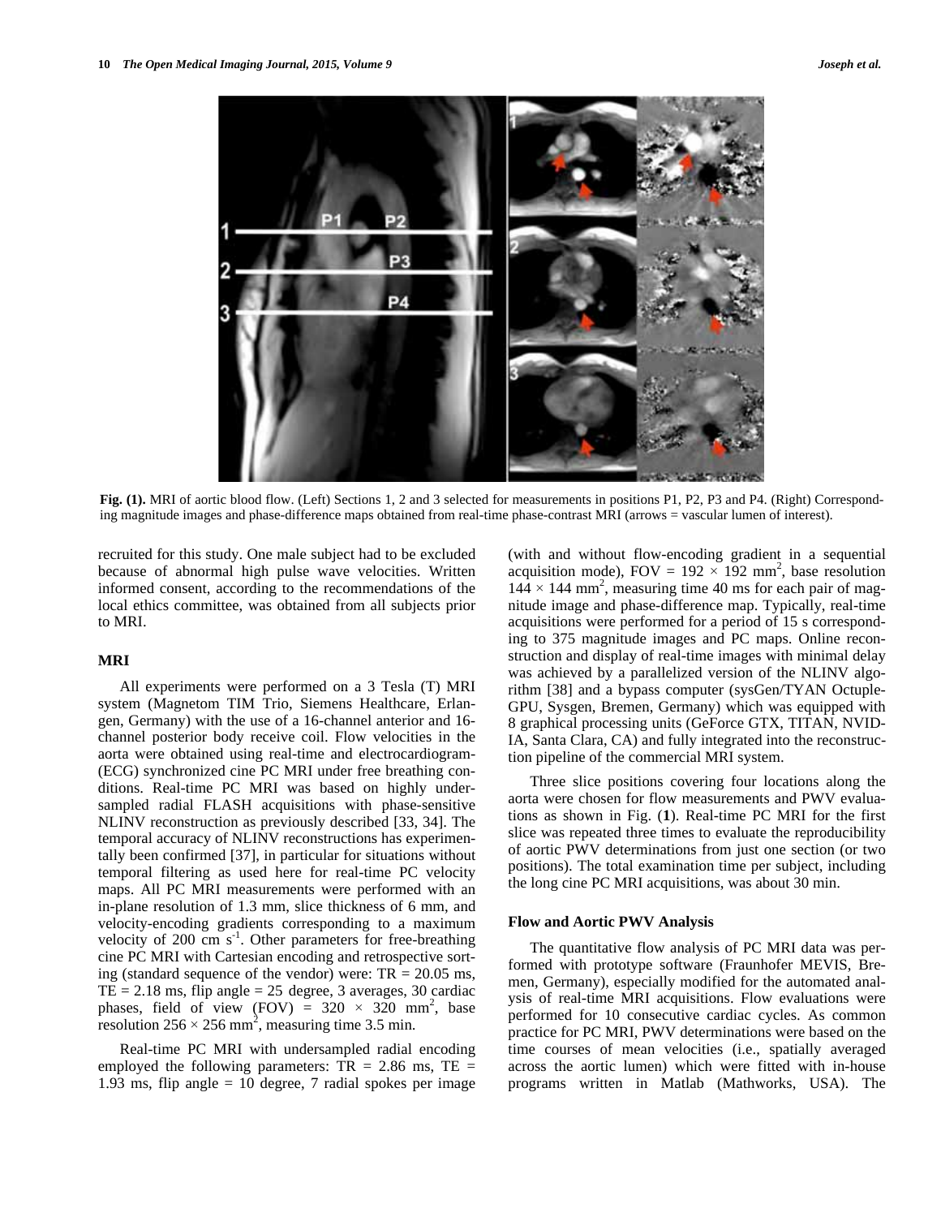Fig. (1). MRI of aortic blood flow. (Left) Sections 1, 2 and 3 selected for measurements in positions P1, P2, P3 and P4. (Right) Corresponding magnitude images and phase-difference maps obtained from real-time phase-contrast MRI (arrows = vascular lumen of interest).

recruited for this study. One male subject had to be excluded because of abnormal high pulse wave velocities. Written informed consent, according to the recommendations of the local ethics committee, was obtained from all subjects prior to MRI.

### MRI

All experiments were performed on a 3 Tesla (T) MRI system (Magnetom TIM Trio, Siemens Healthcare, Erlangen, Germany) with the use of a 16-channel anterior and 16-channel posterior body receive coil. Flow velocities in the aorta were obtained using real-time and electrocardiogram-(ECG) synchronized cine PC MRI under free breathing conditions. Real-time PC MRI was based on highly undersampled radial FLASH acquisitions with phase-sensitive NLINV reconstruction as previously described [33, 34]. The temporal accuracy of NLINV reconstructions has experimentally been confirmed [37], in particular for situations without temporal filtering as used here for real-time PC velocity maps. All PC MRI measurements were performed with an in-plane resolution of 1.3 mm, slice thickness of 6 mm, and velocity-encoding gradients corresponding to a maximum velocity of 200 cm $s^{-1}$. Other parameters for free-breathing cine PC MRI with Cartesian encoding and retrospective sorting (standard sequence of the vendor) were: TR = 20.05 ms, TE = 2.18 ms, flip angle = 25 degree, 3 averages, 30 cardiac phases, field of view (FOV) = 320 × 320 $mm^2$, base resolution 256 × 256 $mm^2$, measuring time 3.5 min.

Real-time PC MRI with undersampled radial encoding employed the following parameters: TR = 2.86 ms, TE = 1.93 ms, flip angle = 10 degree, 7 radial spokes per image (with and without flow-encoding gradient in a sequential acquisition mode), FOV = 192 × 192 $mm^2$, base resolution 144 × 144 $mm^2$, measuring time 40 ms for each pair of magnitude image and phase-difference map. Typically, real-time acquisitions were performed for a period of 15 s corresponding to 375 magnitude images and PC maps. Online reconstruction and display of real-time images with minimal delay was achieved by a parallelized version of the NLINV algorithm [38] and a bypass computer (sysGen/TYAN Octuple-GPU, Sysgen, Bremen, Germany) which was equipped with 8 graphical processing units (GeForce GTX, TITAN, NVIDIA, Santa Clara, CA) and fully integrated into the reconstruction pipeline of the commercial MRI system.

Three slice positions covering four locations along the aorta were chosen for flow measurements and PWV evaluations as shown in Fig. (**1**). Real-time PC MRI for the first slice was repeated three times to evaluate the reproducibility of aortic PWV determinations from just one section (or two positions). The total examination time per subject, including the long cine PC MRI acquisitions, was about 30 min.

### Flow and Aortic PWV Analysis

The quantitative flow analysis of PC MRI data was performed with prototype software (Fraunhofer MEVIS, Bremen, Germany), especially modified for the automated analysis of real-time MRI acquisitions. Flow evaluations were performed for 10 consecutive cardiac cycles. As common practice for PC MRI, PWV determinations were based on the time courses of mean velocities (i.e., spatially averaged across the aortic lumen) which were fitted with in-house programs written in Matlab (Mathworks, USA). The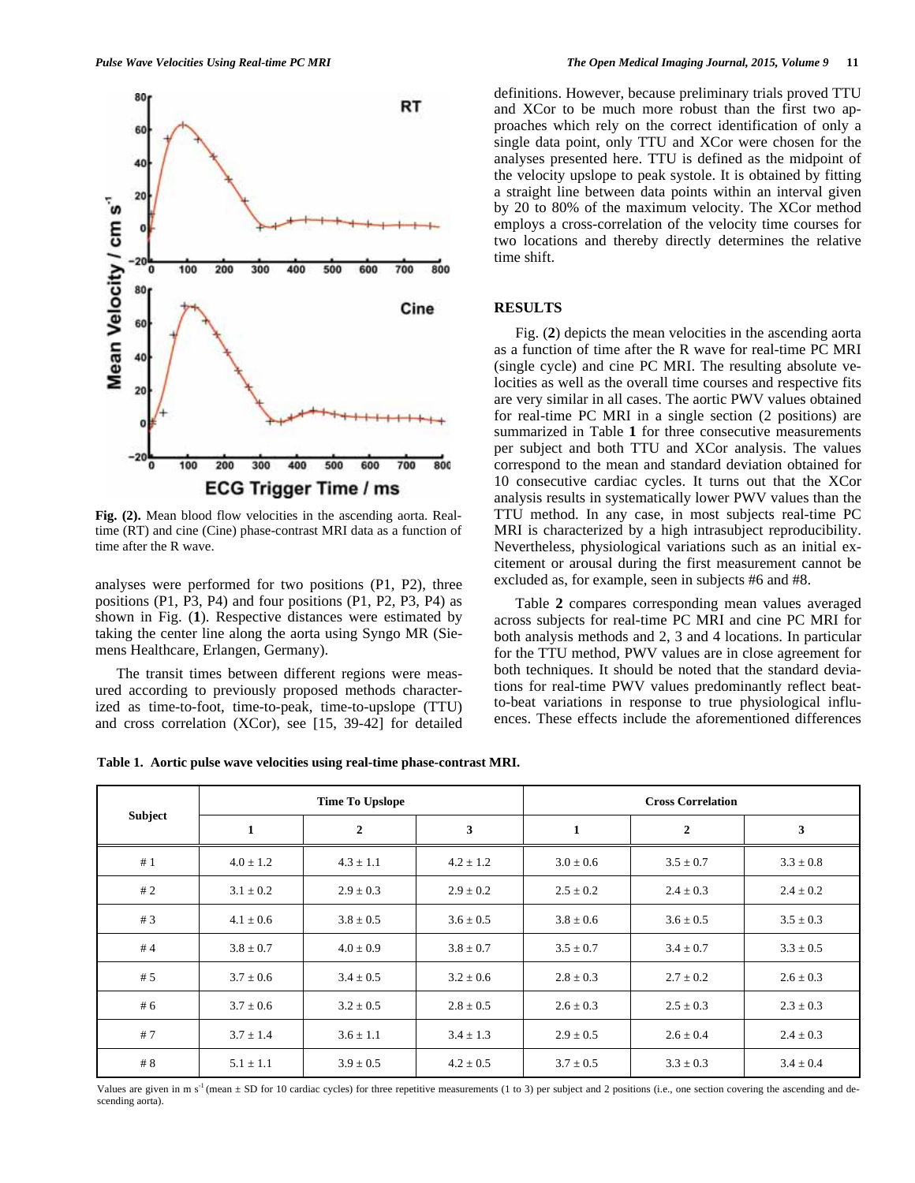RT

80
60
40
20
0
−20
0 100 200 300 400 500 600 700 800

Mean Velocity / cm s$^{-1}$

Cine

80
60
40
20
0
−20
0 100 200 300 400 500 600 700 800

ECG Trigger Time / ms

**Fig. (2).** Mean blood flow velocities in the ascending aorta. Real-time (RT) and cine (Cine) phase-contrast MRI data as a function of time after the R wave.

analyses were performed for two positions (P1, P2), three positions (P1, P3, P4) and four positions (P1, P2, P3, P4) as shown in Fig. (**1**). Respective distances were estimated by taking the center line along the aorta using Syngo MR (Siemens Healthcare, Erlangen, Germany).

The transit times between different regions were measured according to previously proposed methods characterized as time-to-foot, time-to-peak, time-to-upslope (TTU) and cross correlation (XCor), see [15, 39-42] for detailed definitions. However, because preliminary trials proved TTU and XCor to be much more robust than the first two approaches which rely on the correct identification of only a single data point, only TTU and XCor were chosen for the analyses presented here. TTU is defined as the midpoint of the velocity upslope to peak systole. It is obtained by fitting a straight line between data points within an interval given by 20 to 80% of the maximum velocity. The XCor method employs a cross-correlation of the velocity time courses for two locations and thereby directly determines the relative time shift.

## RESULTS

Fig. (**2**) depicts the mean velocities in the ascending aorta as a function of time after the R wave for real-time PC MRI (single cycle) and cine PC MRI. The resulting absolute velocities as well as the overall time courses and respective fits are very similar in all cases. The aortic PWV values obtained for real-time PC MRI in a single section (2 positions) are summarized in Table **1** for three consecutive measurements per subject and both TTU and XCor analysis. The values correspond to the mean and standard deviation obtained for 10 consecutive cardiac cycles. It turns out that the XCor analysis results in systematically lower PWV values than the TTU method. In any case, in most subjects real-time PC MRI is characterized by a high intrasubject reproducibility. Nevertheless, physiological variations such as an initial excitement or arousal during the first measurement cannot be excluded as, for example, seen in subjects #6 and #8.

Table **2** compares corresponding mean values averaged across subjects for real-time PC MRI and cine PC MRI for both analysis methods and 2, 3 and 4 locations. In particular for the TTU method, PWV values are in close agreement for both techniques. It should be noted that the standard deviations for real-time PWV values predominantly reflect beat-to-beat variations in response to true physiological influences. These effects include the aforementioned differences

**Table 1. Aortic pulse wave velocities using real-time phase-contrast MRI.**

| Subject | Time To Upslope | | | Cross Correlation | | |
|---|---|---|---|---|---|---|
| | 1 | 2 | 3 | 1 | 2 | 3 |
| # 1 | 4.0 ± 1.2 | 4.3 ± 1.1 | 4.2 ± 1.2 | 3.0 ± 0.6 | 3.5 ± 0.7 | 3.3 ± 0.8 |
| # 2 | 3.1 ± 0.2 | 2.9 ± 0.3 | 2.9 ± 0.2 | 2.5 ± 0.2 | 2.4 ± 0.3 | 2.4 ± 0.2 |
| # 3 | 4.1 ± 0.6 | 3.8 ± 0.5 | 3.6 ± 0.5 | 3.8 ± 0.6 | 3.6 ± 0.5 | 3.5 ± 0.3 |
| # 4 | 3.8 ± 0.7 | 4.0 ± 0.9 | 3.8 ± 0.7 | 3.5 ± 0.7 | 3.4 ± 0.7 | 3.3 ± 0.5 |
| # 5 | 3.7 ± 0.6 | 3.4 ± 0.5 | 3.2 ± 0.6 | 2.8 ± 0.3 | 2.7 ± 0.2 | 2.6 ± 0.3 |
| # 6 | 3.7 ± 0.6 | 3.2 ± 0.5 | 2.8 ± 0.5 | 2.6 ± 0.3 | 2.5 ± 0.3 | 2.3 ± 0.3 |
| # 7 | 3.7 ± 1.4 | 3.6 ± 1.1 | 3.4 ± 1.3 | 2.9 ± 0.5 | 2.6 ± 0.4 | 2.4 ± 0.3 |
| # 8 | 5.1 ± 1.1 | 3.9 ± 0.5 | 4.2 ± 0.5 | 3.7 ± 0.5 | 3.3 ± 0.3 | 3.4 ± 0.4 |

Values are given in m s$^{-1}$ (mean ± SD for 10 cardiac cycles) for three repetitive measurements (1 to 3) per subject and 2 positions (i.e., one section covering the ascending and descending aorta).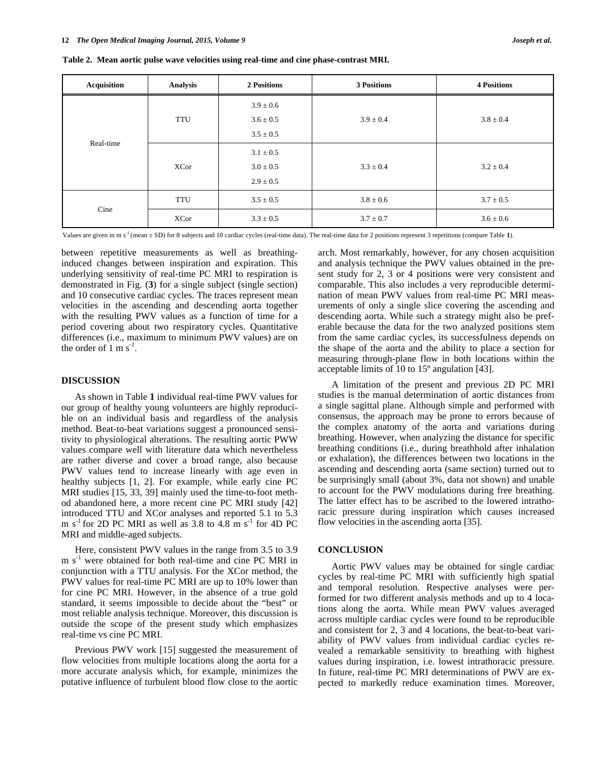**Table 2. Mean aortic pulse wave velocities using real-time and cine phase-contrast MRI.**

| Acquisition | Analysis | 2 Positions | 3 Positions | 4 Positions |
|---|---|---|---|---|
| Real-time | TTU | 3.9 ± 0.6<br>3.6 ± 0.5<br>3.5 ± 0.5 | 3.9 ± 0.4 | 3.8 ± 0.4 |
| | XCor | 3.1 ± 0.5<br>3.0 ± 0.5<br>2.9 ± 0.5 | 3.3 ± 0.4 | 3.2 ± 0.4 |
| Cine | TTU | 3.5 ± 0.5 | 3.8 ± 0.6 | 3.7 ± 0.5 |
| | XCor | 3.3 ± 0.5 | 3.7 ± 0.7 | 3.6 ± 0.6 |

Values are given in m $s^{-1}$ (mean ± SD) for 8 subjects and 10 cardiac cycles (real-time data). The real-time data for 2 positions represent 3 repetitions (compare Table **1**).

between repetitive measurements as well as breathing-induced changes between inspiration and expiration. This underlying sensitivity of real-time PC MRI to respiration is demonstrated in Fig. (**3**) for a single subject (single section) and 10 consecutive cardiac cycles. The traces represent mean velocities in the ascending and descending aorta together with the resulting PWV values as a function of time for a period covering about two respiratory cycles. Quantitative differences (i.e., maximum to minimum PWV values) are on the order of 1 m $s^{-1}$.

## DISCUSSION

As shown in Table **1** individual real-time PWV values for our group of healthy young volunteers are highly reproducible on an individual basis and regardless of the analysis method. Beat-to-beat variations suggest a pronounced sensitivity to physiological alterations. The resulting aortic PWW values compare well with literature data which nevertheless are rather diverse and cover a broad range, also because PWV values tend to increase linearly with age even in healthy subjects [1, 2]. For example, while early cine PC MRI studies [15, 33, 39] mainly used the time-to-foot method abandoned here, a more recent cine PC MRI study [42] introduced TTU and XCor analyses and reported 5.1 to 5.3 m $s^{-1}$ for 2D PC MRI as well as 3.8 to 4.8 m $s^{-1}$ for 4D PC MRI and middle-aged subjects.

Here, consistent PWV values in the range from 3.5 to 3.9 m $s^{-1}$ were obtained for both real-time and cine PC MRI in conjunction with a TTU analysis. For the XCor method, the PWV values for real-time PC MRI are up to 10% lower than for cine PC MRI. However, in the absence of a true gold standard, it seems impossible to decide about the "best" or most reliable analysis technique. Moreover, this discussion is outside the scope of the present study which emphasizes real-time vs cine PC MRI.

Previous PWV work [15] suggested the measurement of flow velocities from multiple locations along the aorta for a more accurate analysis which, for example, minimizes the putative influence of turbulent blood flow close to the aortic arch. Most remarkably, however, for any chosen acquisition and analysis technique the PWV values obtained in the present study for 2, 3 or 4 positions were very consistent and comparable. This also includes a very reproducible determination of mean PWV values from real-time PC MRI measurements of only a single slice covering the ascending and descending aorta. While such a strategy might also be preferable because the data for the two analyzed positions stem from the same cardiac cycles, its successfulness depends on the shape of the aorta and the ability to place a section for measuring through-plane flow in both locations within the acceptable limits of 10 to 15º angulation [43].

A limitation of the present and previous 2D PC MRI studies is the manual determination of aortic distances from a single sagittal plane. Although simple and performed with consensus, the approach may be prone to errors because of the complex anatomy of the aorta and variations during breathing. However, when analyzing the distance for specific breathing conditions (i.e., during breathhold after inhalation or exhalation), the differences between two locations in the ascending and descending aorta (same section) turned out to be surprisingly small (about 3%, data not shown) and unable to account for the PWV modulations during free breathing. The latter effect has to be ascribed to the lowered intrathoracic pressure during inspiration which causes increased flow velocities in the ascending aorta [35].

## CONCLUSION

Aortic PWV values may be obtained for single cardiac cycles by real-time PC MRI with sufficiently high spatial and temporal resolution. Respective analyses were performed for two different analysis methods and up to 4 locations along the aorta. While mean PWV values averaged across multiple cardiac cycles were found to be reproducible and consistent for 2, 3 and 4 locations, the beat-to-beat variability of PWV values from individual cardiac cycles revealed a remarkable sensitivity to breathing with highest values during inspiration, i.e. lowest intrathoracic pressure. In future, real-time PC MRI determinations of PWV are expected to markedly reduce examination times. Moreover,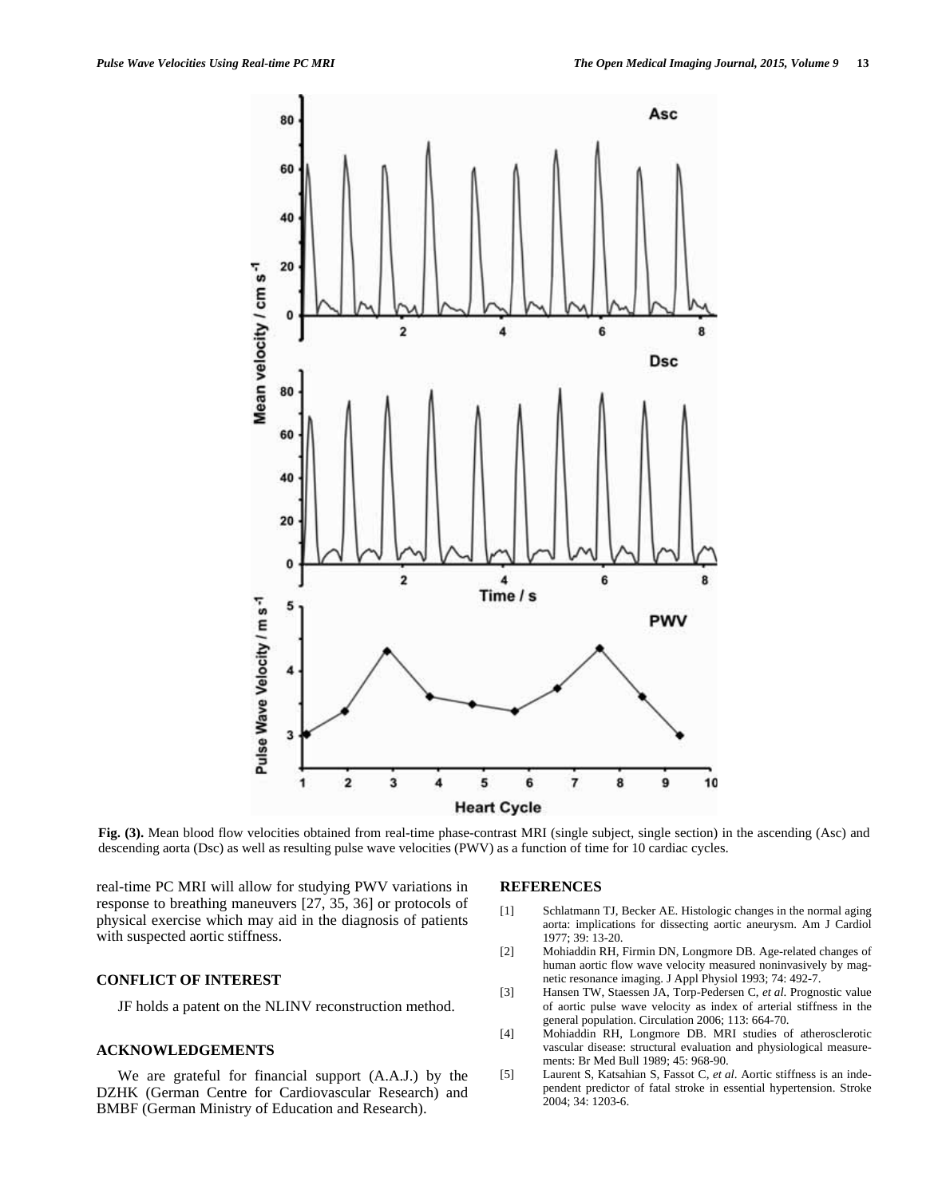Fig. (3). Mean blood flow velocities obtained from real-time phase-contrast MRI (single subject, single section) in the ascending (Asc) and descending aorta (Dsc) as well as resulting pulse wave velocities (PWV) as a function of time for 10 cardiac cycles.

real-time PC MRI will allow for studying PWV variations in response to breathing maneuvers [27, 35, 36] or protocols of physical exercise which may aid in the diagnosis of patients with suspected aortic stiffness.

## CONFLICT OF INTEREST

JF holds a patent on the NLINV reconstruction method.

## ACKNOWLEDGEMENTS

We are grateful for financial support (A.A.J.) by the DZHK (German Centre for Cardiovascular Research) and BMBF (German Ministry of Education and Research).

## REFERENCES

[1] Schlatmann TJ, Becker AE. Histologic changes in the normal aging aorta: implications for dissecting aortic aneurysm. Am J Cardiol 1977; 39: 13-20.

[2] Mohiaddin RH, Firmin DN, Longmore DB. Age-related changes of human aortic flow wave velocity measured noninvasively by magnetic resonance imaging. J Appl Physiol 1993; 74: 492-7.

[3] Hansen TW, Staessen JA, Torp-Pedersen C, *et al.* Prognostic value of aortic pulse wave velocity as index of arterial stiffness in the general population. Circulation 2006; 113: 664-70.

[4] Mohiaddin RH, Longmore DB. MRI studies of atherosclerotic vascular disease: structural evaluation and physiological measurements: Br Med Bull 1989; 45: 968-90.

[5] Laurent S, Katsahian S, Fassot C, *et al*. Aortic stiffness is an independent predictor of fatal stroke in essential hypertension. Stroke 2004; 34: 1203-6.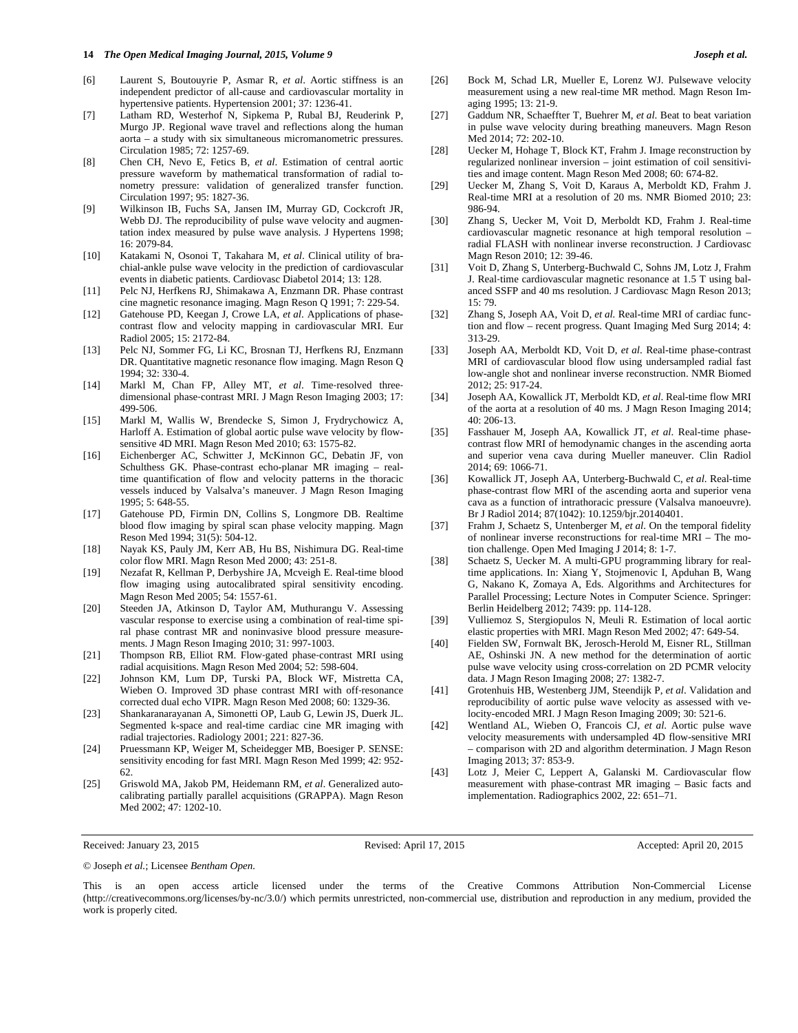[6] Laurent S, Boutouyrie P, Asmar R, *et al*. Aortic stiffness is an independent predictor of all-cause and cardiovascular mortality in hypertensive patients. Hypertension 2001; 37: 1236-41.

[7] Latham RD, Westerhof N, Sipkema P, Rubal BJ, Reuderink P, Murgo JP. Regional wave travel and reflections along the human aorta – a study with six simultaneous micromanometric pressures. Circulation 1985; 72: 1257-69.

[8] Chen CH, Nevo E, Fetics B, *et al*. Estimation of central aortic pressure waveform by mathematical transformation of radial tonometry pressure: validation of generalized transfer function. Circulation 1997; 95: 1827-36.

[9] Wilkinson IB, Fuchs SA, Jansen IM, Murray GD, Cockcroft JR, Webb DJ. The reproducibility of pulse wave velocity and augmentation index measured by pulse wave analysis. J Hypertens 1998; 16: 2079-84.

[10] Katakami N, Osonoi T, Takahara M, *et al*. Clinical utility of brachial-ankle pulse wave velocity in the prediction of cardiovascular events in diabetic patients. Cardiovasc Diabetol 2014; 13: 128.

[11] Pelc NJ, Herfkens RJ, Shimakawa A, Enzmann DR. Phase contrast cine magnetic resonance imaging. Magn Reson Q 1991; 7: 229-54.

[12] Gatehouse PD, Keegan J, Crowe LA, *et al*. Applications of phase-contrast flow and velocity mapping in cardiovascular MRI. Eur Radiol 2005; 15: 2172-84.

[13] Pelc NJ, Sommer FG, Li KC, Brosnan TJ, Herfkens RJ, Enzmann DR. Quantitative magnetic resonance flow imaging. Magn Reson Q 1994; 32: 330-4.

[14] Markl M, Chan FP, Alley MT, *et al*. Time-resolved three-dimensional phase-contrast MRI. J Magn Reson Imaging 2003; 17: 499-506.

[15] Markl M, Wallis W, Brendecke S, Simon J, Frydrychowicz A, Harloff A. Estimation of global aortic pulse wave velocity by flow-sensitive 4D MRI. Magn Reson Med 2010; 63: 1575-82.

[16] Eichenberger AC, Schwitter J, McKinnon GC, Debatin JF, von Schulthess GK. Phase-contrast echo-planar MR imaging – real-time quantification of flow and velocity patterns in the thoracic vessels induced by Valsalva's maneuver. J Magn Reson Imaging 1995; 5: 648-55.

[17] Gatehouse PD, Firmin DN, Collins S, Longmore DB. Realtime blood flow imaging by spiral scan phase velocity mapping. Magn Reson Med 1994; 31(5): 504-12.

[18] Nayak KS, Pauly JM, Kerr AB, Hu BS, Nishimura DG. Real-time color flow MRI. Magn Reson Med 2000; 43: 251-8.

[19] Nezafat R, Kellman P, Derbyshire JA, Mcveigh E. Real-time blood flow imaging using autocalibrated spiral sensitivity encoding. Magn Reson Med 2005; 54: 1557-61.

[20] Steeden JA, Atkinson D, Taylor AM, Muthurangu V. Assessing vascular response to exercise using a combination of real-time spiral phase contrast MR and noninvasive blood pressure measurements. J Magn Reson Imaging 2010; 31: 997-1003.

[21] Thompson RB, Elliot RM. Flow-gated phase-contrast MRI using radial acquisitions. Magn Reson Med 2004; 52: 598-604.

[22] Johnson KM, Lum DP, Turski PA, Block WF, Mistretta CA, Wieben O. Improved 3D phase contrast MRI with off-resonance corrected dual echo VIPR. Magn Reson Med 2008; 60: 1329-36.

[23] Shankaranarayanan A, Simonetti OP, Laub G, Lewin JS, Duerk JL. Segmented k-space and real-time cardiac cine MR imaging with radial trajectories. Radiology 2001; 221: 827-36.

[24] Pruessmann KP, Weiger M, Scheidegger MB, Boesiger P. SENSE: sensitivity encoding for fast MRI. Magn Reson Med 1999; 42: 952-62.

[25] Griswold MA, Jakob PM, Heidemann RM, *et al*. Generalized autocalibrating partially parallel acquisitions (GRAPPA). Magn Reson Med 2002; 47: 1202-10.

[26] Bock M, Schad LR, Mueller E, Lorenz WJ. Pulsewave velocity measurement using a new real-time MR method. Magn Reson Imaging 1995; 13: 21-9.

[27] Gaddum NR, Schaeffter T, Buehrer M, *et al*. Beat to beat variation in pulse wave velocity during breathing maneuvers. Magn Reson Med 2014; 72: 202-10.

[28] Uecker M, Hohage T, Block KT, Frahm J. Image reconstruction by regularized nonlinear inversion – joint estimation of coil sensitivities and image content. Magn Reson Med 2008; 60: 674-82.

[29] Uecker M, Zhang S, Voit D, Karaus A, Merboldt KD, Frahm J. Real-time MRI at a resolution of 20 ms. NMR Biomed 2010; 23: 986-94.

[30] Zhang S, Uecker M, Voit D, Merboldt KD, Frahm J. Real-time cardiovascular magnetic resonance at high temporal resolution – radial FLASH with nonlinear inverse reconstruction. J Cardiovasc Magn Reson 2010; 12: 39-46.

[31] Voit D, Zhang S, Unterberg-Buchwald C, Sohns JM, Lotz J, Frahm J. Real-time cardiovascular magnetic resonance at 1.5 T using balanced SSFP and 40 ms resolution. J Cardiovasc Magn Reson 2013; 15: 79.

[32] Zhang S, Joseph AA, Voit D, *et al*. Real-time MRI of cardiac function and flow – recent progress. Quant Imaging Med Surg 2014; 4: 313-29.

[33] Joseph AA, Merboldt KD, Voit D, *et al*. Real-time phase-contrast MRI of cardiovascular blood flow using undersampled radial fast low-angle shot and nonlinear inverse reconstruction. NMR Biomed 2012; 25: 917-24.

[34] Joseph AA, Kowallick JT, Merboldt KD, *et al*. Real-time flow MRI of the aorta at a resolution of 40 ms. J Magn Reson Imaging 2014; 40: 206-13.

[35] Fasshauer M, Joseph AA, Kowallick JT, *et al*. Real-time phase-contrast flow MRI of hemodynamic changes in the ascending aorta and superior vena cava during Mueller maneuver. Clin Radiol 2014; 69: 1066-71.

[36] Kowallick JT, Joseph AA, Unterberg-Buchwald C, *et al*. Real-time phase-contrast flow MRI of the ascending aorta and superior vena cava as a function of intrathoracic pressure (Valsalva manoeuvre). Br J Radiol 2014; 87(1042): 10.1259/bjr.20140401.

[37] Frahm J, Schaetz S, Untenberger M, *et al*. On the temporal fidelity of nonlinear inverse reconstructions for real-time MRI – The motion challenge. Open Med Imaging J 2014; 8: 1-7.

[38] Schaetz S, Uecker M. A multi-GPU programming library for real-time applications. In: Xiang Y, Stojmenovic I, Apduhan B, Wang G, Nakano K, Zomaya A, Eds. Algorithms and Architectures for Parallel Processing; Lecture Notes in Computer Science. Springer: Berlin Heidelberg 2012; 7439: pp. 114-128.

[39] Vulliemoz S, Stergiopulos N, Meuli R. Estimation of local aortic elastic properties with MRI. Magn Reson Med 2002; 47: 649-54.

[40] Fielden SW, Fornwalt BK, Jerosch-Herold M, Eisner RL, Stillman AE, Oshinski JN. A new method for the determination of aortic pulse wave velocity using cross-correlation on 2D PCMR velocity data. J Magn Reson Imaging 2008; 27: 1382-7.

[41] Grotenhuis HB, Westenberg JJM, Steendijk P, *et al*. Validation and reproducibility of aortic pulse wave velocity as assessed with velocity-encoded MRI. J Magn Reson Imaging 2009; 30: 521-6.

[42] Wentland AL, Wieben O, Francois CJ, *et al*. Aortic pulse wave velocity measurements with undersampled 4D flow-sensitive MRI – comparison with 2D and algorithm determination. J Magn Reson Imaging 2013; 37: 853-9.

[43] Lotz J, Meier C, Leppert A, Galanski M. Cardiovascular flow measurement with phase-contrast MR imaging – Basic facts and implementation. Radiographics 2002, 22: 651–71.

Received: January 23, 2015 Revised: April 17, 2015 Accepted: April 20, 2015

© Joseph *et al.*; Licensee *Bentham Open*.

This is an open access article licensed under the terms of the Creative Commons Attribution Non-Commercial License (http://creativecommons.org/licenses/by-nc/3.0/) which permits unrestricted, non-commercial use, distribution and reproduction in any medium, provided the work is properly cited.